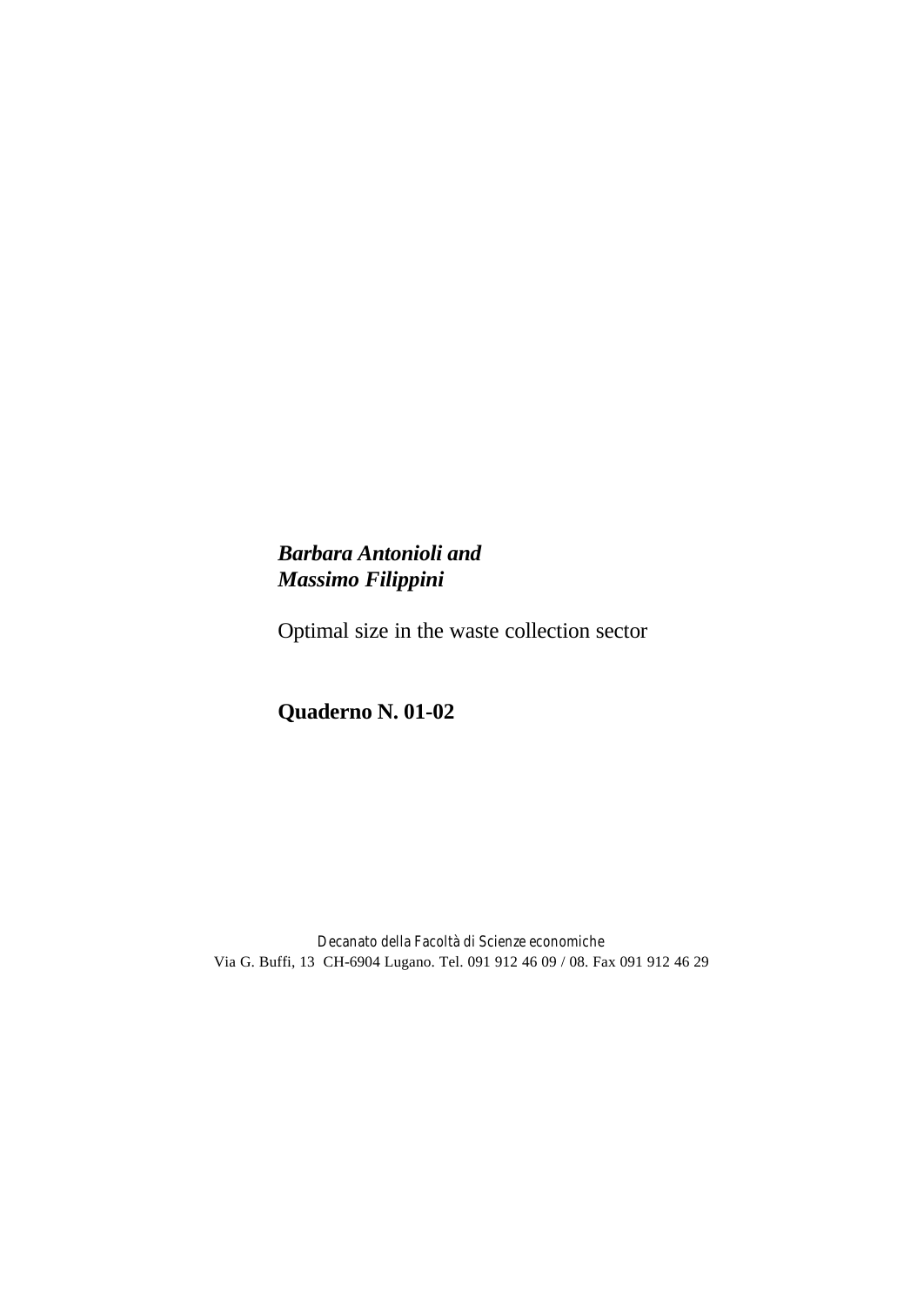***Barbara Antonioli and Massimo Filippini***

Optimal size in the waste collection sector

**Quaderno N. 01-02**

Decanato della Facoltà di Scienze economiche
Via G. Buffi, 13 CH-6904 Lugano. Tel. 091 912 46 09 / 08. Fax 091 912 46 29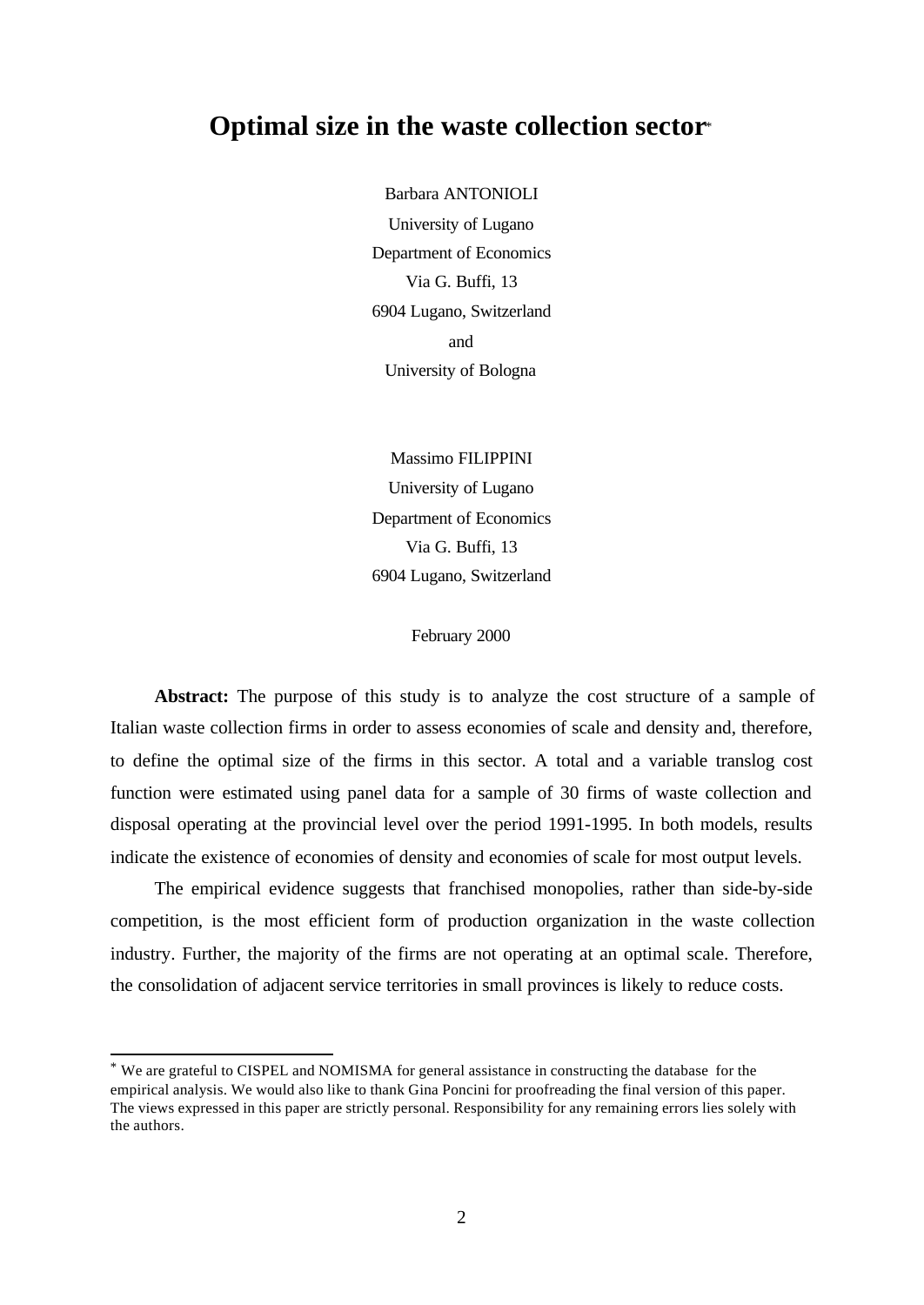# Optimal size in the waste collection sector[*]

Barbara ANTONIOLI
University of Lugano
Department of Economics
Via G. Buffi, 13
6904 Lugano, Switzerland
and
University of Bologna

Massimo FILIPPINI
University of Lugano
Department of Economics
Via G. Buffi, 13
6904 Lugano, Switzerland

February 2000

**Abstract:** The purpose of this study is to analyze the cost structure of a sample of Italian waste collection firms in order to assess economies of scale and density and, therefore, to define the optimal size of the firms in this sector. A total and a variable translog cost function were estimated using panel data for a sample of 30 firms of waste collection and disposal operating at the provincial level over the period 1991-1995. In both models, results indicate the existence of economies of density and economies of scale for most output levels.

The empirical evidence suggests that franchised monopolies, rather than side-by-side competition, is the most efficient form of production organization in the waste collection industry. Further, the majority of the firms are not operating at an optimal scale. Therefore, the consolidation of adjacent service territories in small provinces is likely to reduce costs.

---

[*] We are grateful to CISPEL and NOMISMA for general assistance in constructing the database for the empirical analysis. We would also like to thank Gina Poncini for proofreading the final version of this paper. The views expressed in this paper are strictly personal. Responsibility for any remaining errors lies solely with the authors.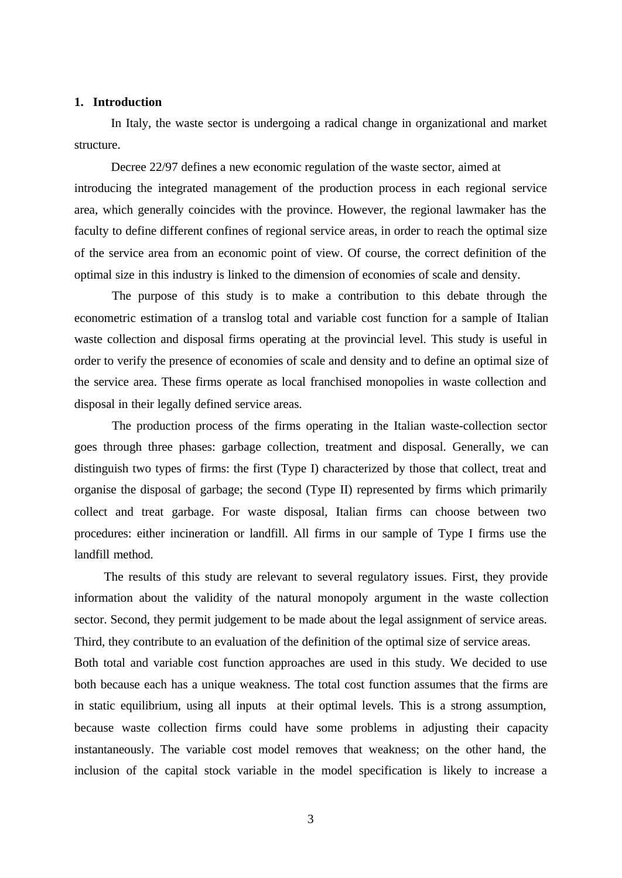## 1. Introduction

In Italy, the waste sector is undergoing a radical change in organizational and market structure.

Decree 22/97 defines a new economic regulation of the waste sector, aimed at introducing the integrated management of the production process in each regional service area, which generally coincides with the province. However, the regional lawmaker has the faculty to define different confines of regional service areas, in order to reach the optimal size of the service area from an economic point of view. Of course, the correct definition of the optimal size in this industry is linked to the dimension of economies of scale and density.

The purpose of this study is to make a contribution to this debate through the econometric estimation of a translog total and variable cost function for a sample of Italian waste collection and disposal firms operating at the provincial level. This study is useful in order to verify the presence of economies of scale and density and to define an optimal size of the service area. These firms operate as local franchised monopolies in waste collection and disposal in their legally defined service areas.

The production process of the firms operating in the Italian waste-collection sector goes through three phases: garbage collection, treatment and disposal. Generally, we can distinguish two types of firms: the first (Type I) characterized by those that collect, treat and organise the disposal of garbage; the second (Type II) represented by firms which primarily collect and treat garbage. For waste disposal, Italian firms can choose between two procedures: either incineration or landfill. All firms in our sample of Type I firms use the landfill method.

The results of this study are relevant to several regulatory issues. First, they provide information about the validity of the natural monopoly argument in the waste collection sector. Second, they permit judgement to be made about the legal assignment of service areas. Third, they contribute to an evaluation of the definition of the optimal size of service areas.

Both total and variable cost function approaches are used in this study. We decided to use both because each has a unique weakness. The total cost function assumes that the firms are in static equilibrium, using all inputs at their optimal levels. This is a strong assumption, because waste collection firms could have some problems in adjusting their capacity instantaneously. The variable cost model removes that weakness; on the other hand, the inclusion of the capital stock variable in the model specification is likely to increase a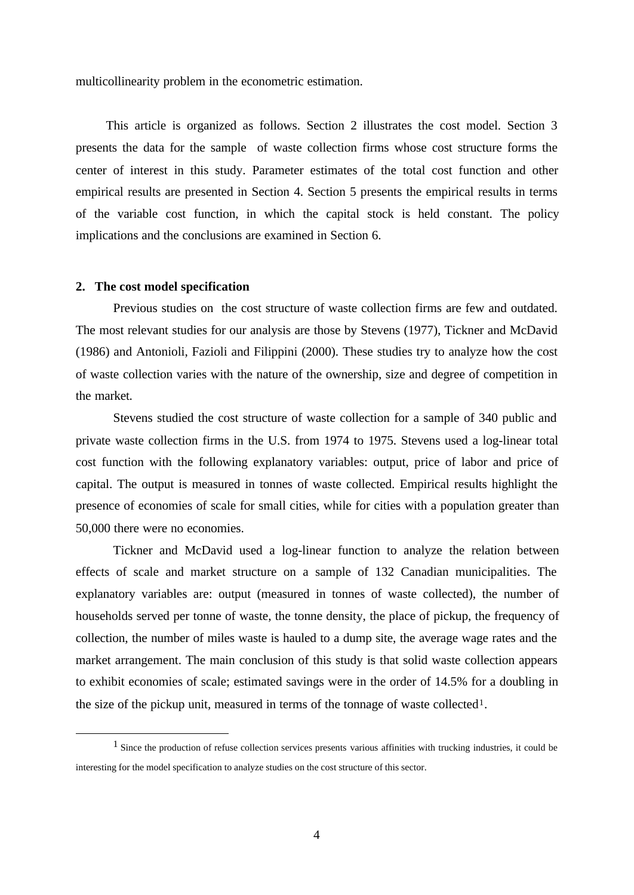multicollinearity problem in the econometric estimation.

This article is organized as follows. Section 2 illustrates the cost model. Section 3 presents the data for the sample of waste collection firms whose cost structure forms the center of interest in this study. Parameter estimates of the total cost function and other empirical results are presented in Section 4. Section 5 presents the empirical results in terms of the variable cost function, in which the capital stock is held constant. The policy implications and the conclusions are examined in Section 6.

## 2. The cost model specification

Previous studies on the cost structure of waste collection firms are few and outdated. The most relevant studies for our analysis are those by Stevens (1977), Tickner and McDavid (1986) and Antonioli, Fazioli and Filippini (2000). These studies try to analyze how the cost of waste collection varies with the nature of the ownership, size and degree of competition in the market.

Stevens studied the cost structure of waste collection for a sample of 340 public and private waste collection firms in the U.S. from 1974 to 1975. Stevens used a log-linear total cost function with the following explanatory variables: output, price of labor and price of capital. The output is measured in tonnes of waste collected. Empirical results highlight the presence of economies of scale for small cities, while for cities with a population greater than 50,000 there were no economies.

Tickner and McDavid used a log-linear function to analyze the relation between effects of scale and market structure on a sample of 132 Canadian municipalities. The explanatory variables are: output (measured in tonnes of waste collected), the number of households served per tonne of waste, the tonne density, the place of pickup, the frequency of collection, the number of miles waste is hauled to a dump site, the average wage rates and the market arrangement. The main conclusion of this study is that solid waste collection appears to exhibit economies of scale; estimated savings were in the order of 14.5% for a doubling in the size of the pickup unit, measured in terms of the tonnage of waste collected[1].

---

[1] Since the production of refuse collection services presents various affinities with trucking industries, it could be interesting for the model specification to analyze studies on the cost structure of this sector.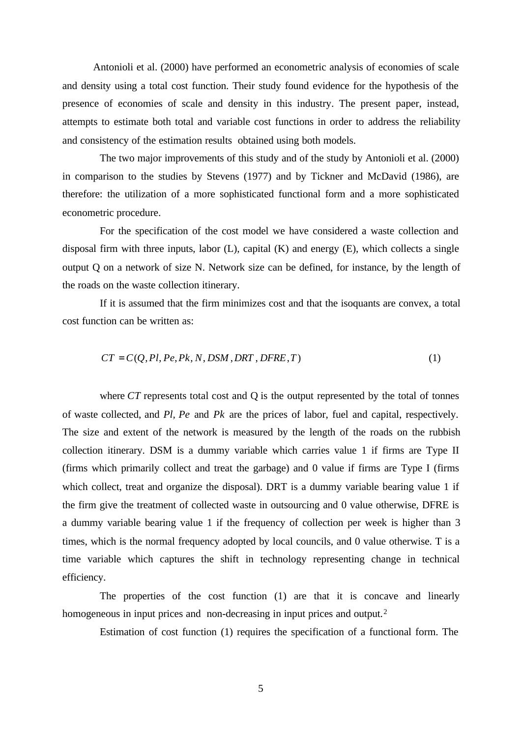Antonioli et al. (2000) have performed an econometric analysis of economies of scale and density using a total cost function. Their study found evidence for the hypothesis of the presence of economies of scale and density in this industry. The present paper, instead, attempts to estimate both total and variable cost functions in order to address the reliability and consistency of the estimation results obtained using both models.

The two major improvements of this study and of the study by Antonioli et al. (2000) in comparison to the studies by Stevens (1977) and by Tickner and McDavid (1986), are therefore: the utilization of a more sophisticated functional form and a more sophisticated econometric procedure.

For the specification of the cost model we have considered a waste collection and disposal firm with three inputs, labor (L), capital (K) and energy (E), which collects a single output Q on a network of size N. Network size can be defined, for instance, by the length of the roads on the waste collection itinerary.

If it is assumed that the firm minimizes cost and that the isoquants are convex, a total cost function can be written as:

$$CT = C(Q, Pl, Pe, Pk, N, DSM, DRT, DFRE, T) \tag{1}$$

where $CT$ represents total cost and Q is the output represented by the total of tonnes of waste collected, and $Pl$, $Pe$ and $Pk$ are the prices of labor, fuel and capital, respectively. The size and extent of the network is measured by the length of the roads on the rubbish collection itinerary. DSM is a dummy variable which carries value 1 if firms are Type II (firms which primarily collect and treat the garbage) and 0 value if firms are Type I (firms which collect, treat and organize the disposal). DRT is a dummy variable bearing value 1 if the firm give the treatment of collected waste in outsourcing and 0 value otherwise, DFRE is a dummy variable bearing value 1 if the frequency of collection per week is higher than 3 times, which is the normal frequency adopted by local councils, and 0 value otherwise. T is a time variable which captures the shift in technology representing change in technical efficiency.

The properties of the cost function (1) are that it is concave and linearly homogeneous in input prices and non-decreasing in input prices and output.[2]

Estimation of cost function (1) requires the specification of a functional form. The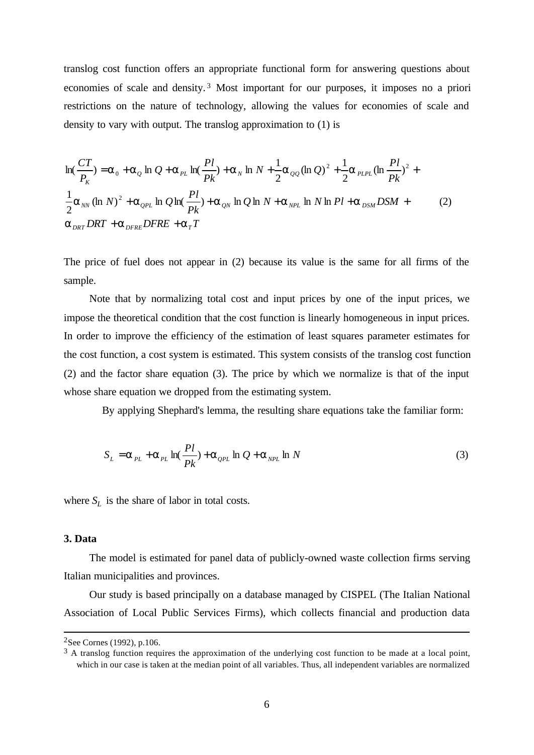translog cost function offers an appropriate functional form for answering questions about economies of scale and density.[3] Most important for our purposes, it imposes no a priori restrictions on the nature of technology, allowing the values for economies of scale and density to vary with output. The translog approximation to (1) is

$$\ln(\frac{CT}{P_K}) = \alpha_0 + \alpha_Q \ln Q + \alpha_{PL} \ln(\frac{Pl}{Pk}) + \alpha_N \ln N + \frac{1}{2}\alpha_{QQ}(\ln Q)^2 + \frac{1}{2}\alpha_{PLPL}(\ln \frac{Pl}{Pk})^2 +$$
$$\frac{1}{2}\alpha_{NN}(\ln N)^2 + \alpha_{QPL} \ln Q \ln(\frac{Pl}{Pk}) + \alpha_{QN} \ln Q \ln N + \alpha_{NPL} \ln N \ln Pl + \alpha_{DSM} DSM + \tag{2}$$
$$\alpha_{DRT} DRT + \alpha_{DFRE} DFRE + \alpha_T T$$

The price of fuel does not appear in (2) because its value is the same for all firms of the sample.

Note that by normalizing total cost and input prices by one of the input prices, we impose the theoretical condition that the cost function is linearly homogeneous in input prices. In order to improve the efficiency of the estimation of least squares parameter estimates for the cost function, a cost system is estimated. This system consists of the translog cost function (2) and the factor share equation (3). The price by which we normalize is that of the input whose share equation we dropped from the estimating system.

By applying Shephard's lemma, the resulting share equations take the familiar form:

$$S_L = \alpha_{PL} + \alpha_{PL} \ln(\frac{Pl}{Pk}) + \alpha_{QPL} \ln Q + \alpha_{NPL} \ln N \tag{3}$$

where $S_L$ is the share of labor in total costs.

### 3. Data

The model is estimated for panel data of publicly-owned waste collection firms serving Italian municipalities and provinces.

Our study is based principally on a database managed by CISPEL (The Italian National Association of Local Public Services Firms), which collects financial and production data

---

[2] See Cornes (1992), p.106.

[3] A translog function requires the approximation of the underlying cost function to be made at a local point, which in our case is taken at the median point of all variables. Thus, all independent variables are normalized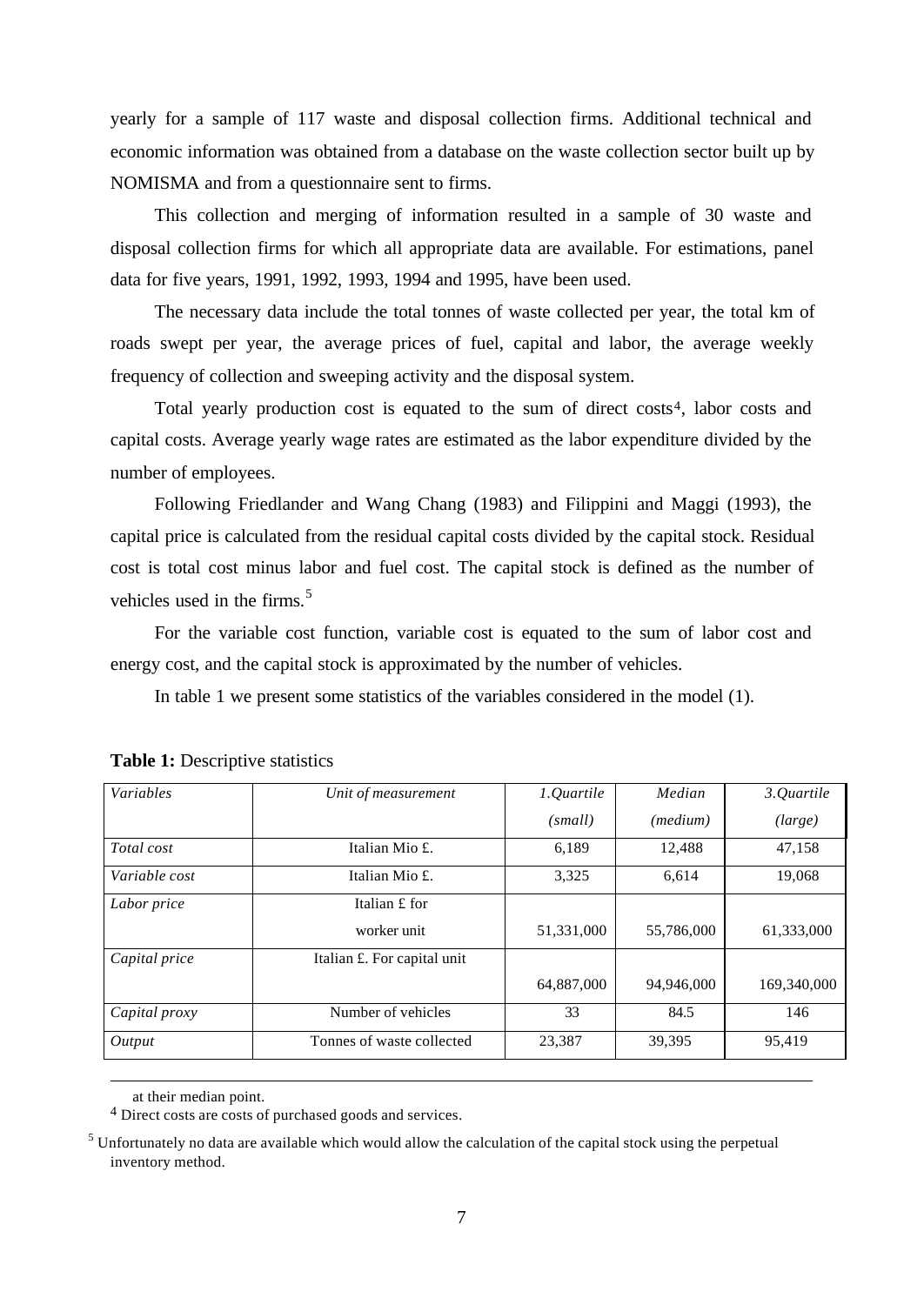yearly for a sample of 117 waste and disposal collection firms. Additional technical and economic information was obtained from a database on the waste collection sector built up by NOMISMA and from a questionnaire sent to firms.

This collection and merging of information resulted in a sample of 30 waste and disposal collection firms for which all appropriate data are available. For estimations, panel data for five years, 1991, 1992, 1993, 1994 and 1995, have been used.

The necessary data include the total tonnes of waste collected per year, the total km of roads swept per year, the average prices of fuel, capital and labor, the average weekly frequency of collection and sweeping activity and the disposal system.

Total yearly production cost is equated to the sum of direct costs[4], labor costs and capital costs. Average yearly wage rates are estimated as the labor expenditure divided by the number of employees.

Following Friedlander and Wang Chang (1983) and Filippini and Maggi (1993), the capital price is calculated from the residual capital costs divided by the capital stock. Residual cost is total cost minus labor and fuel cost. The capital stock is defined as the number of vehicles used in the firms.[5]

For the variable cost function, variable cost is equated to the sum of labor cost and energy cost, and the capital stock is approximated by the number of vehicles.

In table 1 we present some statistics of the variables considered in the model (1).

**Table 1:** Descriptive statistics

| *Variables* | *Unit of measurement* | *1.Quartile (small)* | *Median (medium)* | *3.Quartile (large)* |
|---|---|---|---|---|
| *Total cost* | Italian Mio £. | 6,189 | 12,488 | 47,158 |
| *Variable cost* | Italian Mio £. | 3,325 | 6,614 | 19,068 |
| *Labor price* | Italian £ for worker unit | 51,331,000 | 55,786,000 | 61,333,000 |
| *Capital price* | Italian £. For capital unit | 64,887,000 | 94,946,000 | 169,340,000 |
| *Capital proxy* | Number of vehicles | 33 | 84.5 | 146 |
| *Output* | Tonnes of waste collected | 23,387 | 39,395 | 95,419 |

at their median point.

[4] Direct costs are costs of purchased goods and services.

[5] Unfortunately no data are available which would allow the calculation of the capital stock using the perpetual inventory method.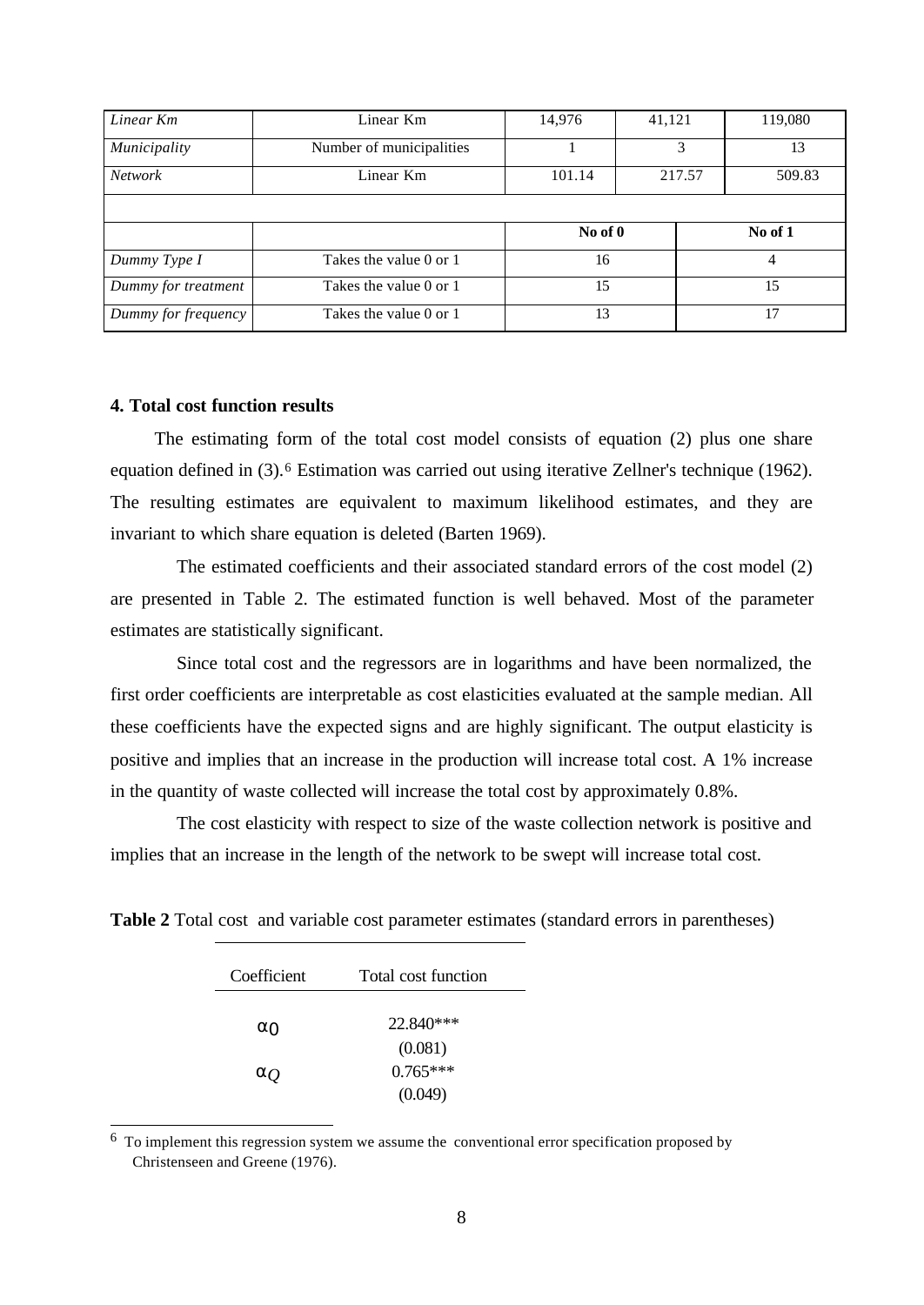| | | | | |
|---|---|---|---|---|
| *Linear Km* | Linear Km | 14,976 | 41,121 | 119,080 |
| *Municipality* | Number of municipalities | 1 | 3 | 13 |
| *Network* | Linear Km | 101.14 | 217.57 | 509.83 |
| | | | | |
| | | **No of 0** | | **No of 1** |
| *Dummy Type I* | Takes the value 0 or 1 | 16 | | 4 |
| *Dummy for treatment* | Takes the value 0 or 1 | 15 | | 15 |
| *Dummy for frequency* | Takes the value 0 or 1 | 13 | | 17 |

### 4. Total cost function results

The estimating form of the total cost model consists of equation (2) plus one share equation defined in (3).[6] Estimation was carried out using iterative Zellner's technique (1962). The resulting estimates are equivalent to maximum likelihood estimates, and they are invariant to which share equation is deleted (Barten 1969).

The estimated coefficients and their associated standard errors of the cost model (2) are presented in Table 2. The estimated function is well behaved. Most of the parameter estimates are statistically significant.

Since total cost and the regressors are in logarithms and have been normalized, the first order coefficients are interpretable as cost elasticities evaluated at the sample median. All these coefficients have the expected signs and are highly significant. The output elasticity is positive and implies that an increase in the production will increase total cost. A 1% increase in the quantity of waste collected will increase the total cost by approximately 0.8%.

The cost elasticity with respect to size of the waste collection network is positive and implies that an increase in the length of the network to be swept will increase total cost.

**Table 2** Total cost and variable cost parameter estimates (standard errors in parentheses)

| Coefficient | Total cost function |
|---|---|
| $\alpha_0$ | 22.840*** |
| | (0.081) |
| $\alpha_Q$ | 0.765*** |
| | (0.049) |

[6] To implement this regression system we assume the conventional error specification proposed by Christenseen and Greene (1976).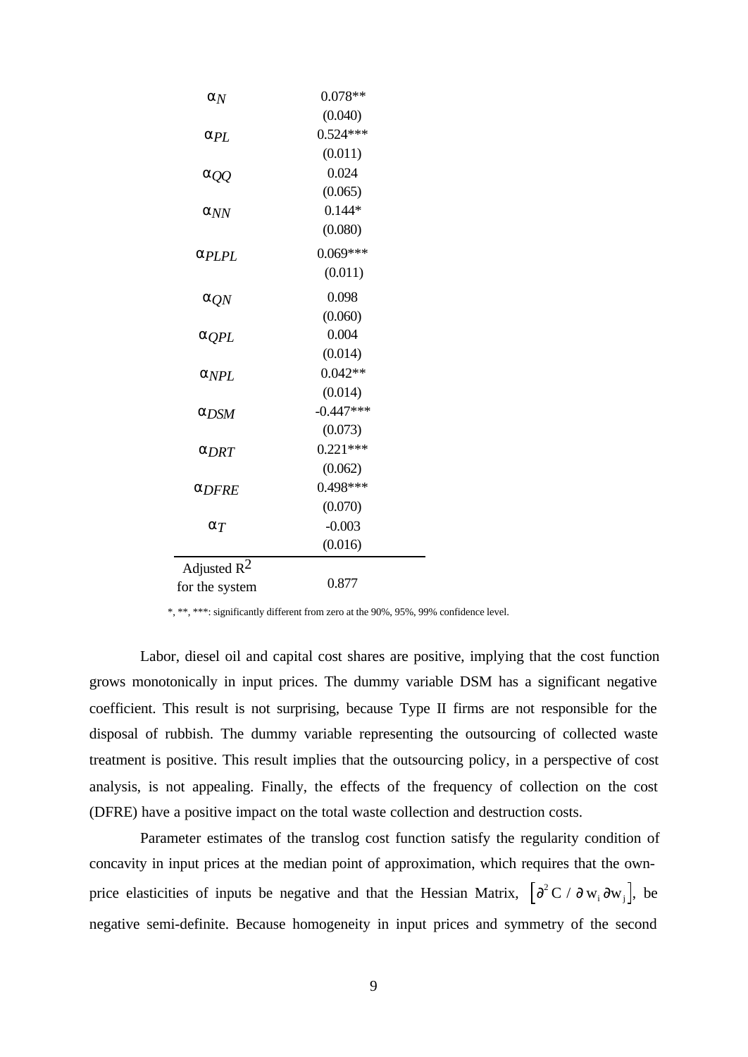| | |
|---|---|
| $\alpha_N$ | 0.078** |
| | (0.040) |
| $\alpha_{PL}$ | 0.524*** |
| | (0.011) |
| $\alpha_{QQ}$ | 0.024 |
| | (0.065) |
| $\alpha_{NN}$ | 0.144* |
| | (0.080) |
| $\alpha_{PLPL}$ | 0.069*** |
| | (0.011) |
| $\alpha_{QN}$ | 0.098 |
| | (0.060) |
| $\alpha_{QPL}$ | 0.004 |
| | (0.014) |
| $\alpha_{NPL}$ | 0.042** |
| | (0.014) |
| $\alpha_{DSM}$ | -0.447*** |
| | (0.073) |
| $\alpha_{DRT}$ | 0.221*** |
| | (0.062) |
| $\alpha_{DFRE}$ | 0.498*** |
| | (0.070) |
| $\alpha_T$ | -0.003 |
| | (0.016) |
| Adjusted $R^2$ for the system | 0.877 |

*, **, ***: significantly different from zero at the 90%, 95%, 99% confidence level.

Labor, diesel oil and capital cost shares are positive, implying that the cost function grows monotonically in input prices. The dummy variable DSM has a significant negative coefficient. This result is not surprising, because Type II firms are not responsible for the disposal of rubbish. The dummy variable representing the outsourcing of collected waste treatment is positive. This result implies that the outsourcing policy, in a perspective of cost analysis, is not appealing. Finally, the effects of the frequency of collection on the cost (DFRE) have a positive impact on the total waste collection and destruction costs.

Parameter estimates of the translog cost function satisfy the regularity condition of concavity in input prices at the median point of approximation, which requires that the own-price elasticities of inputs be negative and that the Hessian Matrix, $\left[\partial^2 C / \partial w_i \partial w_j\right]$, be negative semi-definite. Because homogeneity in input prices and symmetry of the second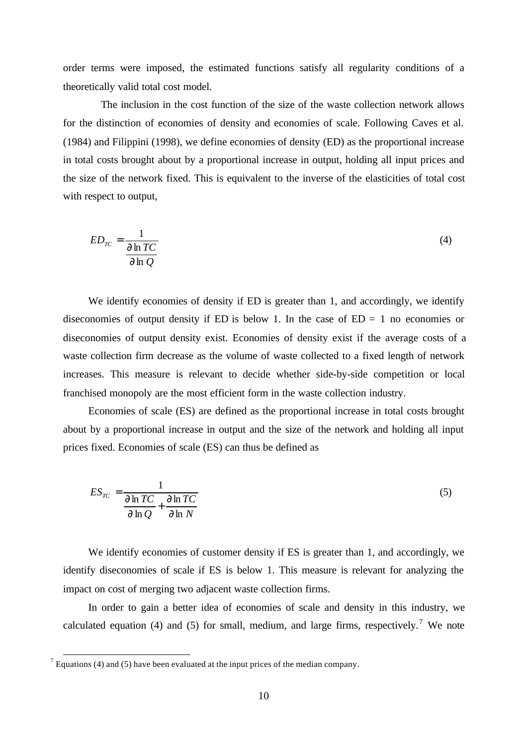order terms were imposed, the estimated functions satisfy all regularity conditions of a theoretically valid total cost model.

The inclusion in the cost function of the size of the waste collection network allows for the distinction of economies of density and economies of scale. Following Caves et al. (1984) and Filippini (1998), we define economies of density (ED) as the proportional increase in total costs brought about by a proportional increase in output, holding all input prices and the size of the network fixed. This is equivalent to the inverse of the elasticities of total cost with respect to output,

$$ED_{TC} = \frac{1}{\frac{\partial \ln TC}{\partial \ln Q}} \tag{4}$$

We identify economies of density if ED is greater than 1, and accordingly, we identify diseconomies of output density if ED is below 1. In the case of ED = 1 no economies or diseconomies of output density exist. Economies of density exist if the average costs of a waste collection firm decrease as the volume of waste collected to a fixed length of network increases. This measure is relevant to decide whether side-by-side competition or local franchised monopoly are the most efficient form in the waste collection industry.

Economies of scale (ES) are defined as the proportional increase in total costs brought about by a proportional increase in output and the size of the network and holding all input prices fixed. Economies of scale (ES) can thus be defined as

$$ES_{TC} = \frac{1}{\frac{\partial \ln TC}{\partial \ln Q} + \frac{\partial \ln TC}{\partial \ln N}} \tag{5}$$

We identify economies of customer density if ES is greater than 1, and accordingly, we identify diseconomies of scale if ES is below 1. This measure is relevant for analyzing the impact on cost of merging two adjacent waste collection firms.

In order to gain a better idea of economies of scale and density in this industry, we calculated equation (4) and (5) for small, medium, and large firms, respectively.[7] We note

[7] Equations (4) and (5) have been evaluated at the input prices of the median company.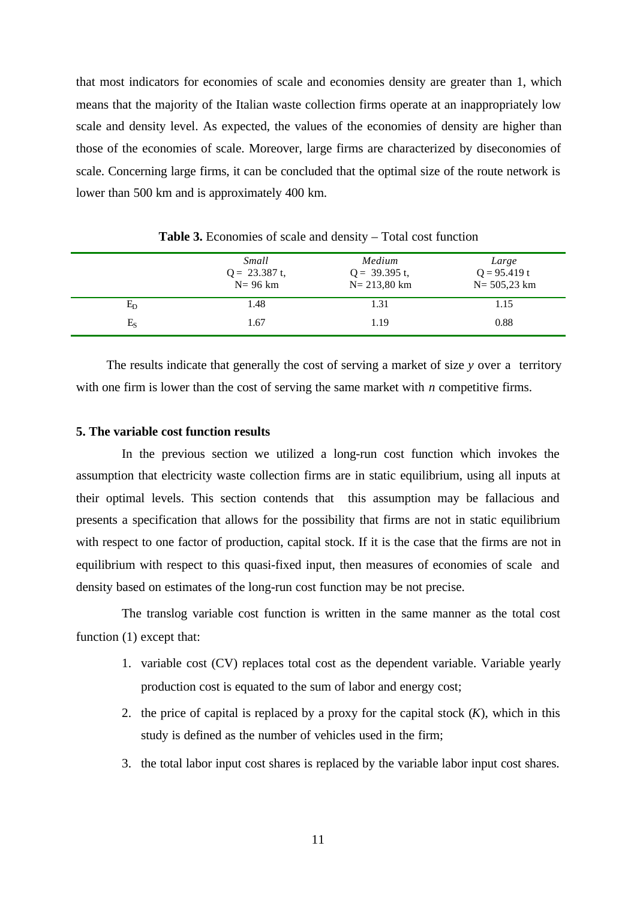that most indicators for economies of scale and economies density are greater than 1, which means that the majority of the Italian waste collection firms operate at an inappropriately low scale and density level. As expected, the values of the economies of density are higher than those of the economies of scale. Moreover, large firms are characterized by diseconomies of scale. Concerning large firms, it can be concluded that the optimal size of the route network is lower than 500 km and is approximately 400 km.

**Table 3.** Economies of scale and density – Total cost function

| | *Small* Q = 23.387 t, N= 96 km | *Medium* Q = 39.395 t, N= 213,80 km | *Large* Q = 95.419 t N= 505,23 km |
|---|---|---|---|
| $E_D$ | 1.48 | 1.31 | 1.15 |
| $E_S$ | 1.67 | 1.19 | 0.88 |

The results indicate that generally the cost of serving a market of size *y* over a territory with one firm is lower than the cost of serving the same market with *n* competitive firms.

**5. The variable cost function results**

In the previous section we utilized a long-run cost function which invokes the assumption that electricity waste collection firms are in static equilibrium, using all inputs at their optimal levels. This section contends that this assumption may be fallacious and presents a specification that allows for the possibility that firms are not in static equilibrium with respect to one factor of production, capital stock. If it is the case that the firms are not in equilibrium with respect to this quasi-fixed input, then measures of economies of scale and density based on estimates of the long-run cost function may be not precise.

The translog variable cost function is written in the same manner as the total cost function (1) except that:

1. variable cost (CV) replaces total cost as the dependent variable. Variable yearly production cost is equated to the sum of labor and energy cost;
2. the price of capital is replaced by a proxy for the capital stock (*K*), which in this study is defined as the number of vehicles used in the firm;
3. the total labor input cost shares is replaced by the variable labor input cost shares.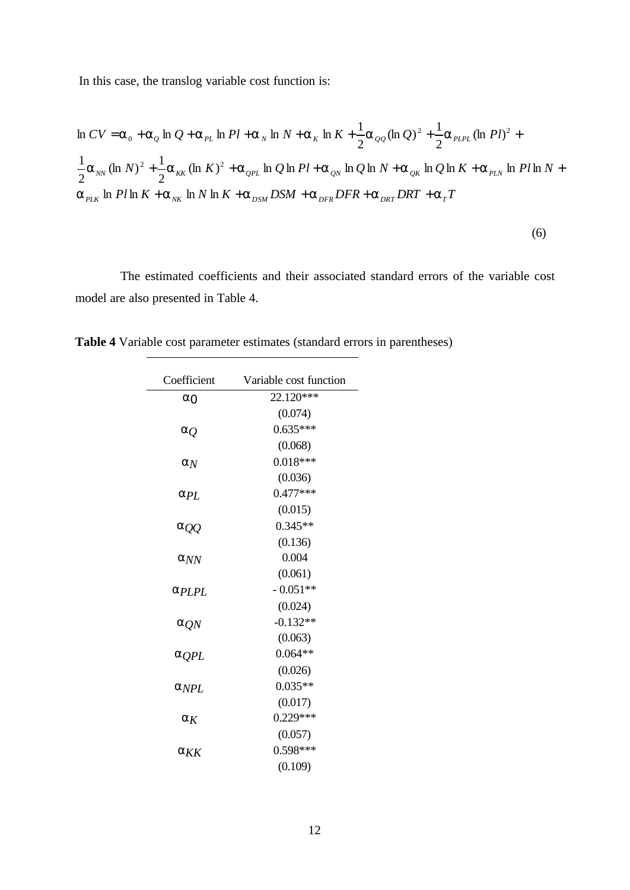In this case, the translog variable cost function is:

$$\ln CV = \alpha_0 + \alpha_Q \ln Q + \alpha_{PL} \ln Pl + \alpha_N \ln N + \alpha_K \ln K + \frac{1}{2}\alpha_{QQ}(\ln Q)^2 + \frac{1}{2}\alpha_{PLPL}(\ln Pl)^2 + \frac{1}{2}\alpha_{NN}(\ln N)^2 + \frac{1}{2}\alpha_{KK}(\ln K)^2 + \alpha_{QPL}\ln Q \ln Pl + \alpha_{QN}\ln Q \ln N + \alpha_{QK}\ln Q \ln K + \alpha_{PLN}\ln Pl \ln N + \alpha_{PLK}\ln Pl \ln K + \alpha_{NK}\ln N \ln K + \alpha_{DSM} DSM + \alpha_{DFR} DFR + \alpha_{DRT} DRT + \alpha_T T \quad (6)$$

The estimated coefficients and their associated standard errors of the variable cost model are also presented in Table 4.

**Table 4** Variable cost parameter estimates (standard errors in parentheses)

| Coefficient | Variable cost function |
|---|---|
| $\alpha_0$ | 22.120*** |
| | (0.074) |
| $\alpha_Q$ | 0.635*** |
| | (0.068) |
| $\alpha_N$ | 0.018*** |
| | (0.036) |
| $\alpha_{PL}$ | 0.477*** |
| | (0.015) |
| $\alpha_{QQ}$ | 0.345** |
| | (0.136) |
| $\alpha_{NN}$ | 0.004 |
| | (0.061) |
| $\alpha_{PLPL}$ | - 0.051** |
| | (0.024) |
| $\alpha_{QN}$ | -0.132** |
| | (0.063) |
| $\alpha_{QPL}$ | 0.064** |
| | (0.026) |
| $\alpha_{NPL}$ | 0.035** |
| | (0.017) |
| $\alpha_K$ | 0.229*** |
| | (0.057) |
| $\alpha_{KK}$ | 0.598*** |
| | (0.109) |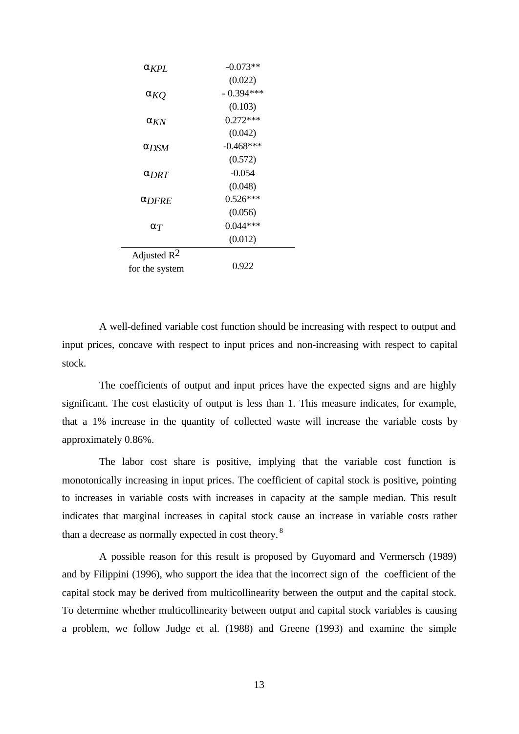| | |
|---|---|
| $\alpha_{KPL}$ | -0.073** |
| | (0.022) |
| $\alpha_{KQ}$ | - 0.394*** |
| | (0.103) |
| $\alpha_{KN}$ | 0.272*** |
| | (0.042) |
| $\alpha_{DSM}$ | -0.468*** |
| | (0.572) |
| $\alpha_{DRT}$ | -0.054 |
| | (0.048) |
| $\alpha_{DFRE}$ | 0.526*** |
| | (0.056) |
| $\alpha_{T}$ | 0.044*** |
| | (0.012) |
| Adjusted $R^2$ for the system | 0.922 |

A well-defined variable cost function should be increasing with respect to output and input prices, concave with respect to input prices and non-increasing with respect to capital stock.

The coefficients of output and input prices have the expected signs and are highly significant. The cost elasticity of output is less than 1. This measure indicates, for example, that a 1% increase in the quantity of collected waste will increase the variable costs by approximately 0.86%.

The labor cost share is positive, implying that the variable cost function is monotonically increasing in input prices. The coefficient of capital stock is positive, pointing to increases in variable costs with increases in capacity at the sample median. This result indicates that marginal increases in capital stock cause an increase in variable costs rather than a decrease as normally expected in cost theory.[8]

A possible reason for this result is proposed by Guyomard and Vermersch (1989) and by Filippini (1996), who support the idea that the incorrect sign of the coefficient of the capital stock may be derived from multicollinearity between the output and the capital stock. To determine whether multicollinearity between output and capital stock variables is causing a problem, we follow Judge et al. (1988) and Greene (1993) and examine the simple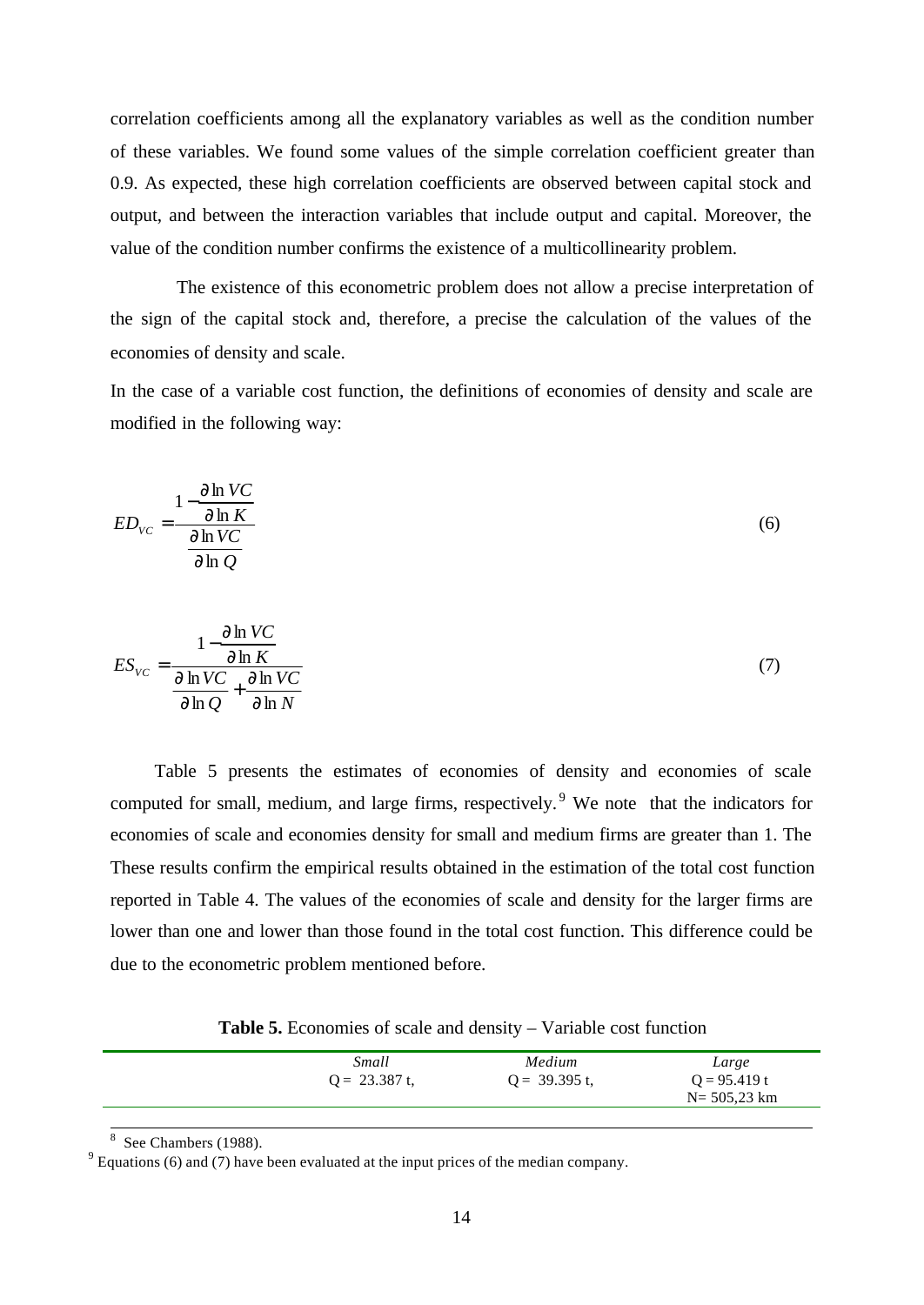correlation coefficients among all the explanatory variables as well as the condition number of these variables. We found some values of the simple correlation coefficient greater than 0.9. As expected, these high correlation coefficients are observed between capital stock and output, and between the interaction variables that include output and capital. Moreover, the value of the condition number confirms the existence of a multicollinearity problem.

The existence of this econometric problem does not allow a precise interpretation of the sign of the capital stock and, therefore, a precise the calculation of the values of the economies of density and scale.

In the case of a variable cost function, the definitions of economies of density and scale are modified in the following way:

$$ED_{VC} = \frac{1 - \dfrac{\partial \ln VC}{\partial \ln K}}{\dfrac{\partial \ln VC}{\partial \ln Q}} \tag{6}$$

$$ES_{VC} = \frac{1 - \dfrac{\partial \ln VC}{\partial \ln K}}{\dfrac{\partial \ln VC}{\partial \ln Q} + \dfrac{\partial \ln VC}{\partial \ln N}} \tag{7}$$

Table 5 presents the estimates of economies of density and economies of scale computed for small, medium, and large firms, respectively.[9] We note that the indicators for economies of scale and economies density for small and medium firms are greater than 1. The These results confirm the empirical results obtained in the estimation of the total cost function reported in Table 4. The values of the economies of scale and density for the larger firms are lower than one and lower than those found in the total cost function. This difference could be due to the econometric problem mentioned before.

**Table 5.** Economies of scale and density – Variable cost function

| | *Small* | *Medium* | *Large* |
|---|---|---|---|
| | Q = 23.387 t, | Q = 39.395 t, | Q = 95.419 t<br>N= 505,23 km |

[8] See Chambers (1988).

[9] Equations (6) and (7) have been evaluated at the input prices of the median company.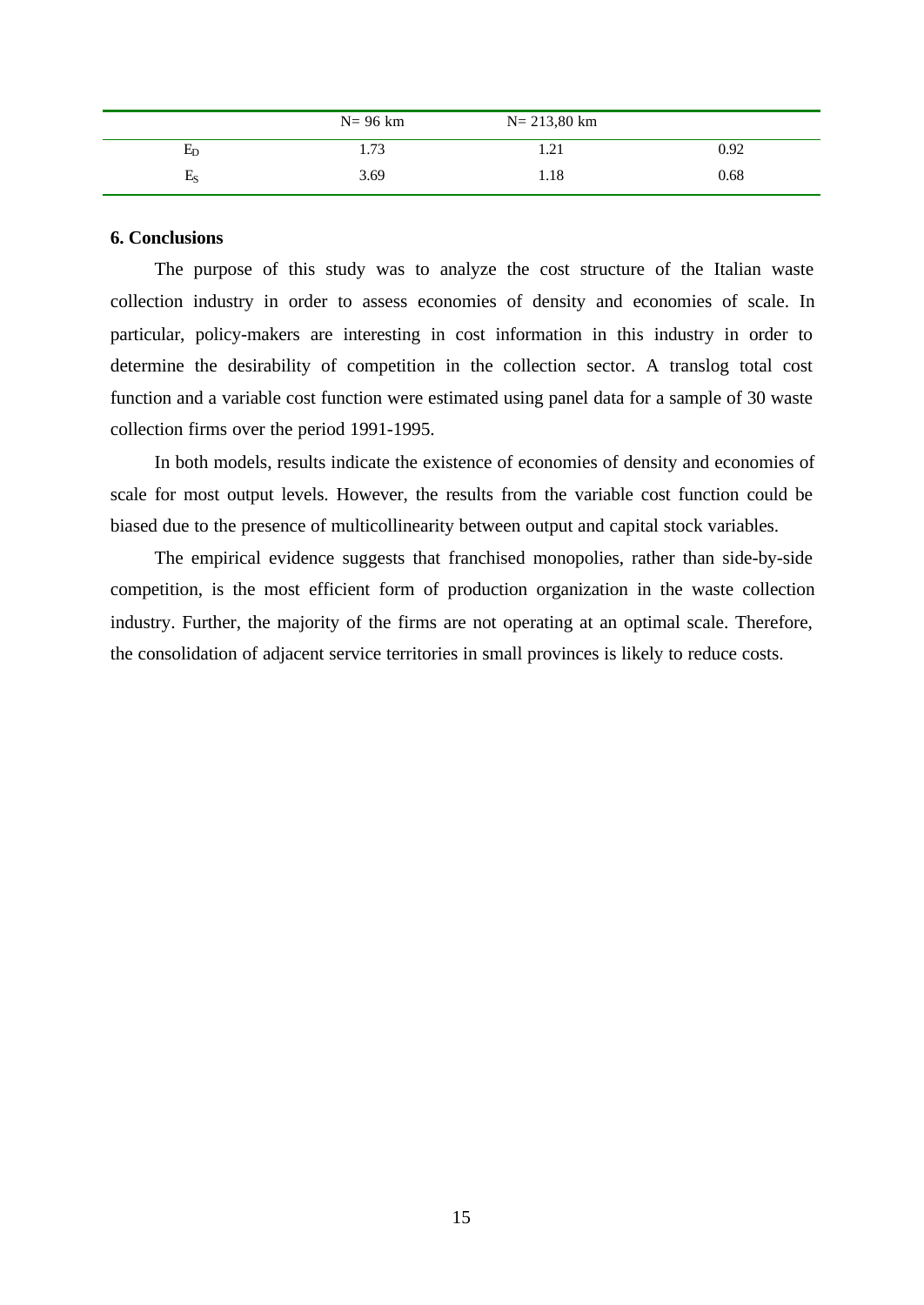| | N= 96 km | N= 213,80 km | |
|---|---|---|---|
| $E_D$ | 1.73 | 1.21 | 0.92 |
| $E_S$ | 3.69 | 1.18 | 0.68 |

**6. Conclusions**

The purpose of this study was to analyze the cost structure of the Italian waste collection industry in order to assess economies of density and economies of scale. In particular, policy-makers are interesting in cost information in this industry in order to determine the desirability of competition in the collection sector. A translog total cost function and a variable cost function were estimated using panel data for a sample of 30 waste collection firms over the period 1991-1995.

In both models, results indicate the existence of economies of density and economies of scale for most output levels. However, the results from the variable cost function could be biased due to the presence of multicollinearity between output and capital stock variables.

The empirical evidence suggests that franchised monopolies, rather than side-by-side competition, is the most efficient form of production organization in the waste collection industry. Further, the majority of the firms are not operating at an optimal scale. Therefore, the consolidation of adjacent service territories in small provinces is likely to reduce costs.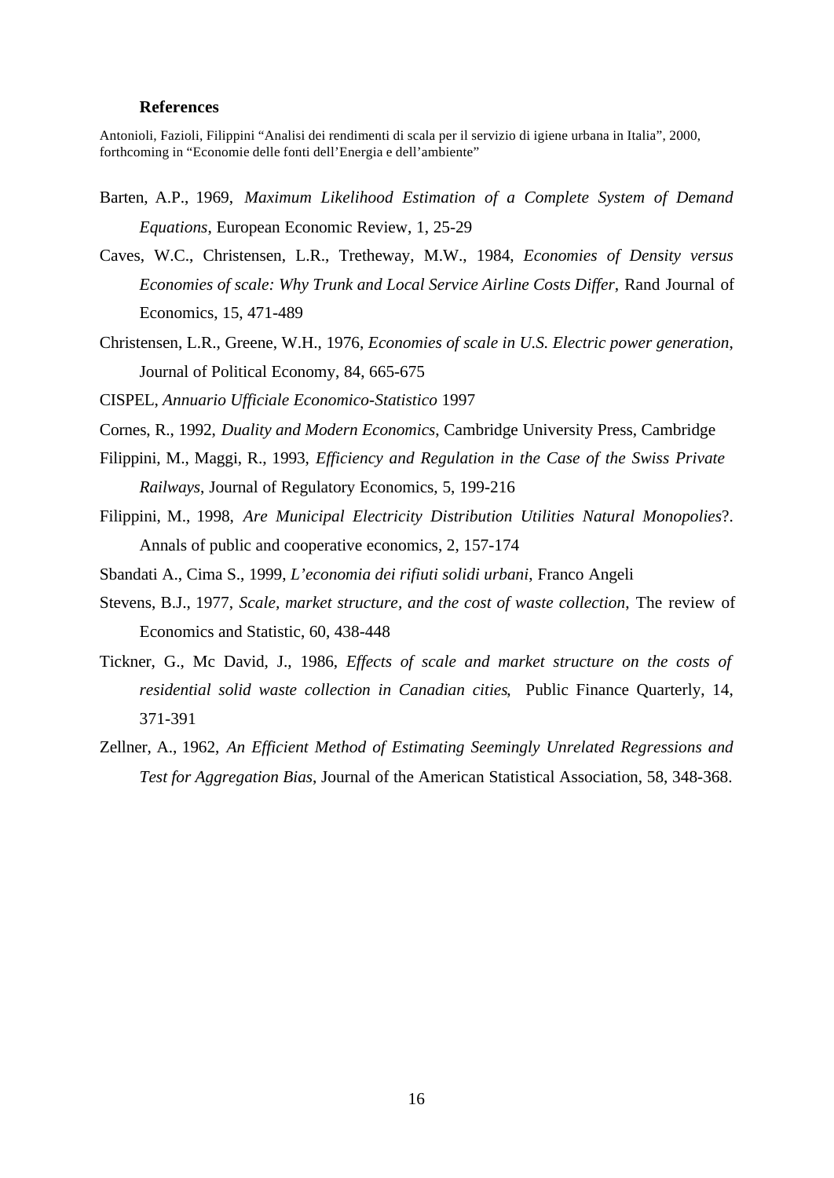**References**

Antonioli, Fazioli, Filippini "Analisi dei rendimenti di scala per il servizio di igiene urbana in Italia", 2000, forthcoming in "Economie delle fonti dell'Energia e dell'ambiente"

Barten, A.P., 1969, *Maximum Likelihood Estimation of a Complete System of Demand Equations*, European Economic Review, 1, 25-29

Caves, W.C., Christensen, L.R., Tretheway, M.W., 1984, *Economies of Density versus Economies of scale: Why Trunk and Local Service Airline Costs Differ*, Rand Journal of Economics, 15, 471-489

Christensen, L.R., Greene, W.H., 1976, *Economies of scale in U.S. Electric power generation*, Journal of Political Economy, 84, 665-675

CISPEL, *Annuario Ufficiale Economico-Statistico* 1997

Cornes, R., 1992, *Duality and Modern Economics*, Cambridge University Press, Cambridge

Filippini, M., Maggi, R., 1993, *Efficiency and Regulation in the Case of the Swiss Private Railways*, Journal of Regulatory Economics, 5, 199-216

Filippini, M., 1998, *Are Municipal Electricity Distribution Utilities Natural Monopolies*?. Annals of public and cooperative economics, 2, 157-174

Sbandati A., Cima S., 1999, *L'economia dei rifiuti solidi urbani*, Franco Angeli

Stevens, B.J., 1977, *Scale, market structure, and the cost of waste collection*, The review of Economics and Statistic, 60, 438-448

Tickner, G., Mc David, J., 1986, *Effects of scale and market structure on the costs of residential solid waste collection in Canadian cities*, Public Finance Quarterly, 14, 371-391

Zellner, A., 1962, *An Efficient Method of Estimating Seemingly Unrelated Regressions and Test for Aggregation Bias*, Journal of the American Statistical Association, 58, 348-368.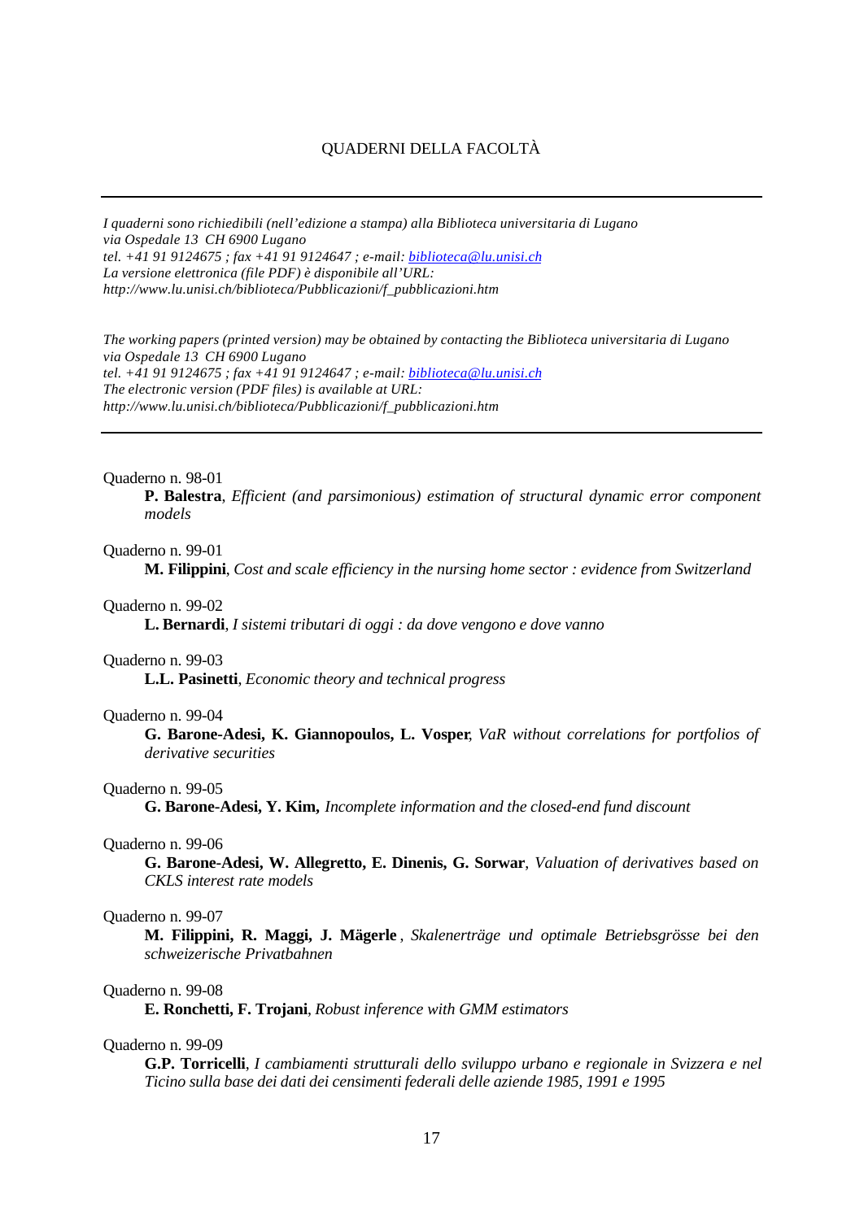QUADERNI DELLA FACOLTÀ

---

*I quaderni sono richiedibili (nell'edizione a stampa) alla Biblioteca universitaria di Lugano*
*via Ospedale 13 CH 6900 Lugano*
*tel. +41 91 9124675 ; fax +41 91 9124647 ; e-mail: biblioteca@lu.unisi.ch*
*La versione elettronica (file PDF) è disponibile all'URL:*
*http://www.lu.unisi.ch/biblioteca/Pubblicazioni/f_pubblicazioni.htm*

*The working papers (printed version) may be obtained by contacting the Biblioteca universitaria di Lugano*
*via Ospedale 13 CH 6900 Lugano*
*tel. +41 91 9124675 ; fax +41 91 9124647 ; e-mail: biblioteca@lu.unisi.ch*
*The electronic version (PDF files) is available at URL:*
*http://www.lu.unisi.ch/biblioteca/Pubblicazioni/f_pubblicazioni.htm*

---

Quaderno n. 98-01
**P. Balestra**, *Efficient (and parsimonious) estimation of structural dynamic error component models*

Quaderno n. 99-01
**M. Filippini**, *Cost and scale efficiency in the nursing home sector : evidence from Switzerland*

Quaderno n. 99-02
**L. Bernardi**, *I sistemi tributari di oggi : da dove vengono e dove vanno*

Quaderno n. 99-03
**L.L. Pasinetti**, *Economic theory and technical progress*

Quaderno n. 99-04
**G. Barone-Adesi, K. Giannopoulos, L. Vosper**, *VaR without correlations for portfolios of derivative securities*

Quaderno n. 99-05
**G. Barone-Adesi, Y. Kim,** *Incomplete information and the closed-end fund discount*

Quaderno n. 99-06
**G. Barone-Adesi, W. Allegretto, E. Dinenis, G. Sorwar**, *Valuation of derivatives based on CKLS interest rate models*

Quaderno n. 99-07
**M. Filippini, R. Maggi, J. Mägerle** , *Skalenerträge und optimale Betriebsgrösse bei den schweizerische Privatbahnen*

Quaderno n. 99-08
**E. Ronchetti, F. Trojani**, *Robust inference with GMM estimators*

Quaderno n. 99-09
**G.P. Torricelli**, *I cambiamenti strutturali dello sviluppo urbano e regionale in Svizzera e nel Ticino sulla base dei dati dei censimenti federali delle aziende 1985, 1991 e 1995*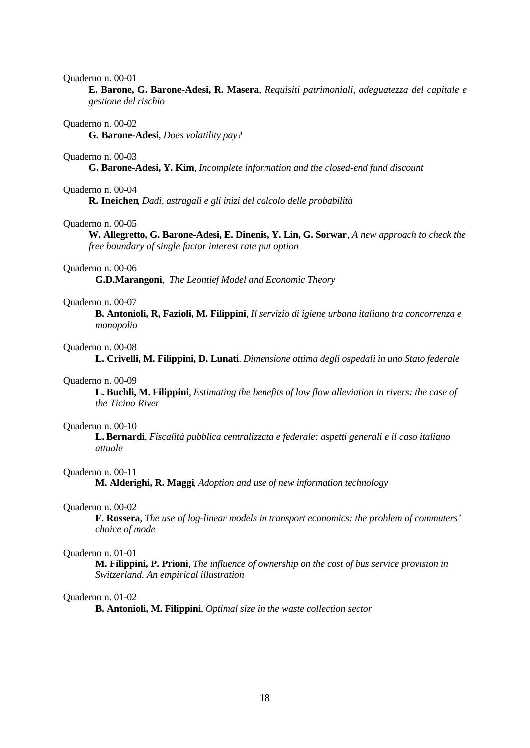Quaderno n. 00-01

**E. Barone, G. Barone-Adesi, R. Masera**, *Requisiti patrimoniali, adeguatezza del capitale e gestione del rischio*

Quaderno n. 00-02

**G. Barone-Adesi**, *Does volatility pay?*

Quaderno n. 00-03

**G. Barone-Adesi, Y. Kim**, *Incomplete information and the closed-end fund discount*

Quaderno n. 00-04

**R. Ineichen**, *Dadi, astragali e gli inizi del calcolo delle probabilità*

Quaderno n. 00-05

**W. Allegretto, G. Barone-Adesi, E. Dinenis, Y. Lin, G. Sorwar**, *A new approach to check the free boundary of single factor interest rate put option*

Quaderno n. 00-06

**G.D.Marangoni**, *The Leontief Model and Economic Theory*

Quaderno n. 00-07

**B. Antonioli, R, Fazioli, M. Filippini**, *Il servizio di igiene urbana italiano tra concorrenza e monopolio*

Quaderno n. 00-08

**L. Crivelli, M. Filippini, D. Lunati**. *Dimensione ottima degli ospedali in uno Stato federale*

Quaderno n. 00-09

**L. Buchli, M. Filippini**, *Estimating the benefits of low flow alleviation in rivers: the case of the Ticino River*

Quaderno n. 00-10

**L. Bernardi**, *Fiscalità pubblica centralizzata e federale: aspetti generali e il caso italiano attuale*

Quaderno n. 00-11

**M. Alderighi, R. Maggi**, *Adoption and use of new information technology*

Quaderno n. 00-02

**F. Rossera**, *The use of log-linear models in transport economics: the problem of commuters' choice of mode*

Quaderno n. 01-01

**M. Filippini, P. Prioni**, *The influence of ownership on the cost of bus service provision in Switzerland. An empirical illustration*

Quaderno n. 01-02

**B. Antonioli, M. Filippini**, *Optimal size in the waste collection sector*